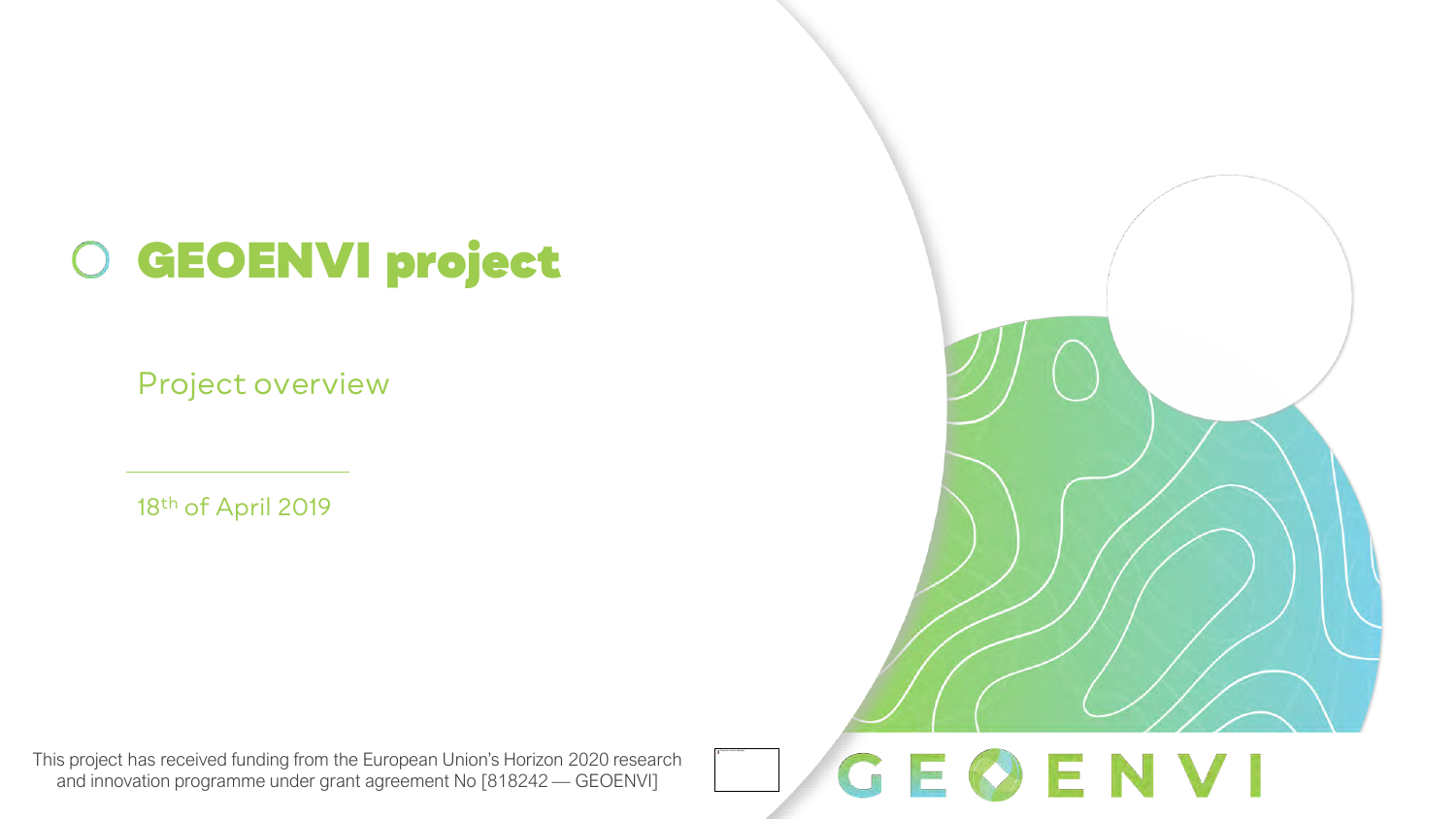# GEOENVI project

Project overview

18th of April 2019

This project has received funding from the European Union's Horizon 2020 research and innovation programme under grant agreement No [818242 — GEOENVI]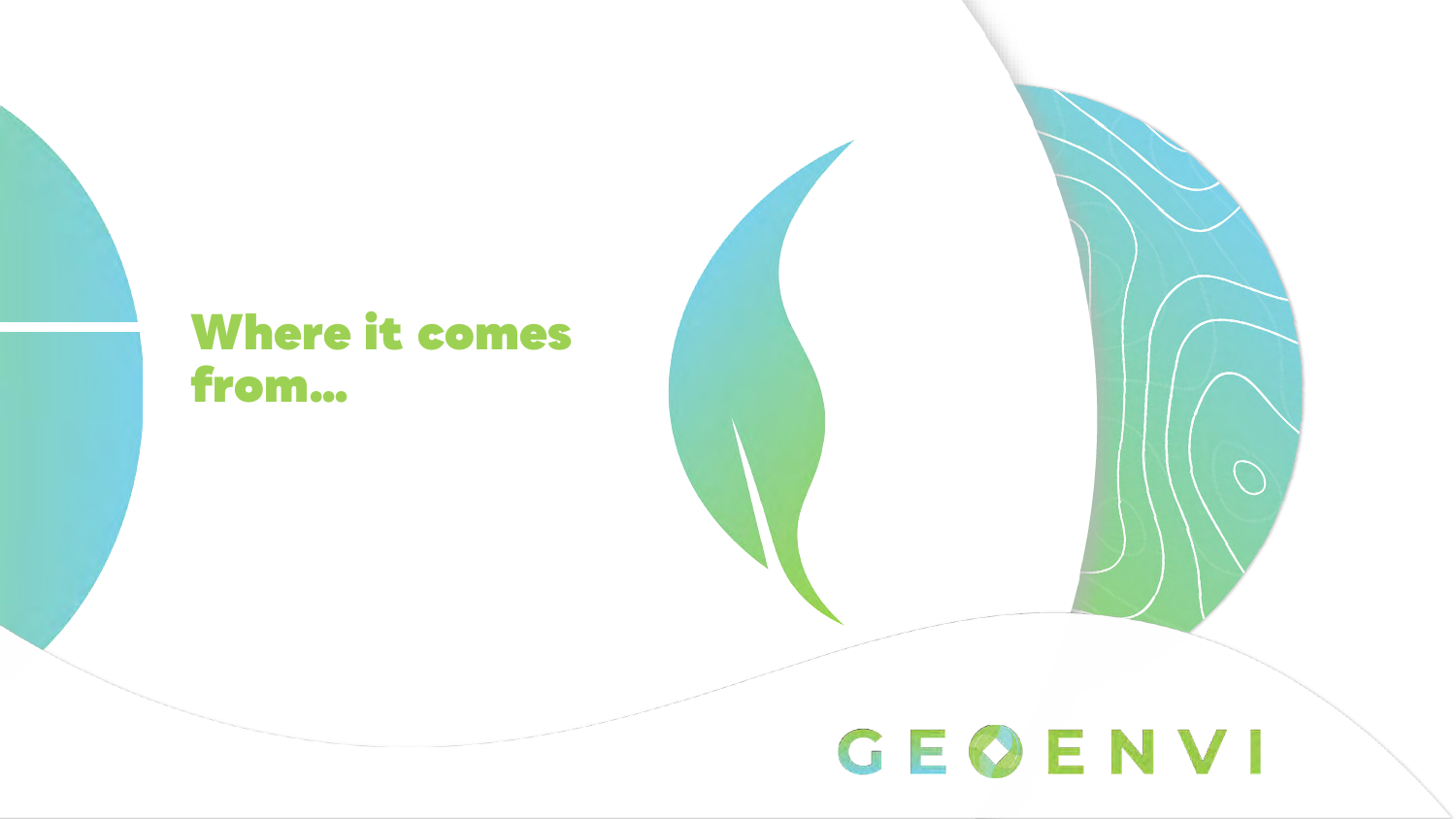# Where it comes from...

GEOENVI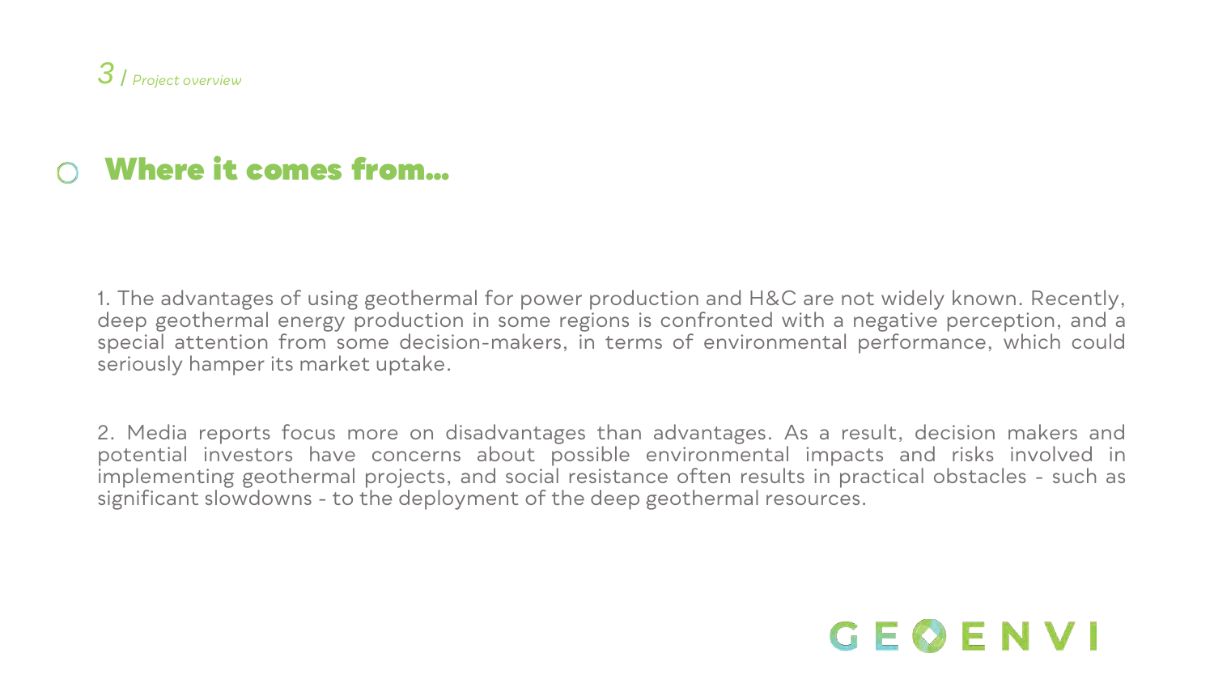3 / *Project overview*

## Where it comes from...

1. The advantages of using geothermal for power production and H&C are not widely known. Recently, deep geothermal energy production in some regions is confronted with a negative perception, and a special attention from some decision-makers, in terms of environmental performance, which could seriously hamper its market uptake.

2. Media reports focus more on disadvantages than advantages. As a result, decision makers and potential investors have concerns about possible environmental impacts and risks involved in implementing geothermal projects, and social resistance often results in practical obstacles - such as significant slowdowns - to the deployment of the deep geothermal resources.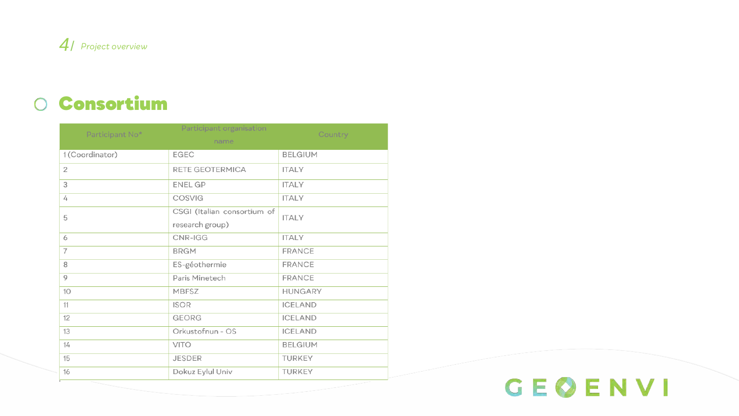## Consortium

| Participant No* | Participant organisation name | Country |
|---|---|---|
| 1 (Coordinator) | EGEC | BELGIUM |
| 2 | RETE GEOTERMICA | ITALY |
| 3 | ENEL GP | ITALY |
| 4 | COSVIG | ITALY |
| 5 | CSGI (Italian consortium of research group) | ITALY |
| 6 | CNR-IGG | ITALY |
| 7 | BRGM | FRANCE |
| 8 | ES-géothermie | FRANCE |
| 9 | Paris Minetech | FRANCE |
| 10 | MBFSZ | HUNGARY |
| 11 | ISOR | ICELAND |
| 12 | GEORG | ICELAND |
| 13 | Orkustofnun - OS | ICELAND |
| 14 | VITO | BELGIUM |
| 15 | JESDER | TURKEY |
| 16 | Dokuz Eylul Univ | TURKEY |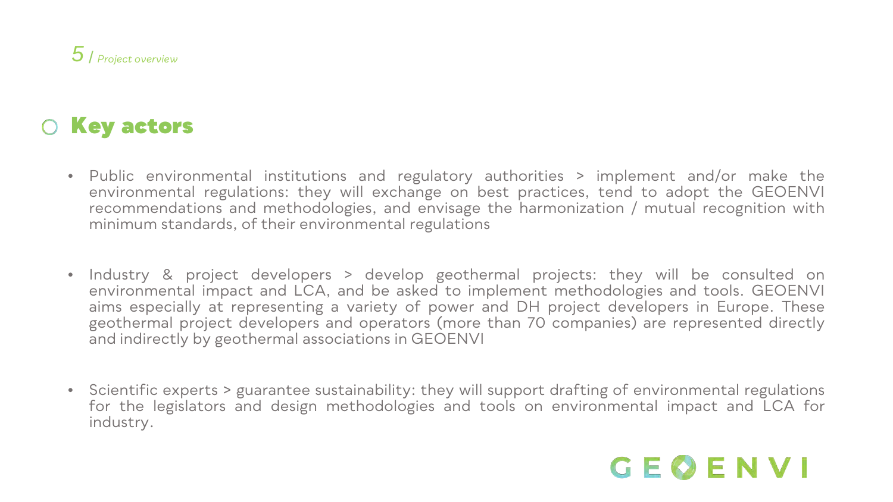## Key actors

- Public environmental institutions and regulatory authorities > implement and/or make the environmental regulations: they will exchange on best practices, tend to adopt the GEOENVI recommendations and methodologies, and envisage the harmonization / mutual recognition with minimum standards, of their environmental regulations

- Industry & project developers > develop geothermal projects: they will be consulted on environmental impact and LCA, and be asked to implement methodologies and tools. GEOENVI aims especially at representing a variety of power and DH project developers in Europe. These geothermal project developers and operators (more than 70 companies) are represented directly and indirectly by geothermal associations in GEOENVI

- Scientific experts > guarantee sustainability: they will support drafting of environmental regulations for the legislators and design methodologies and tools on environmental impact and LCA for industry.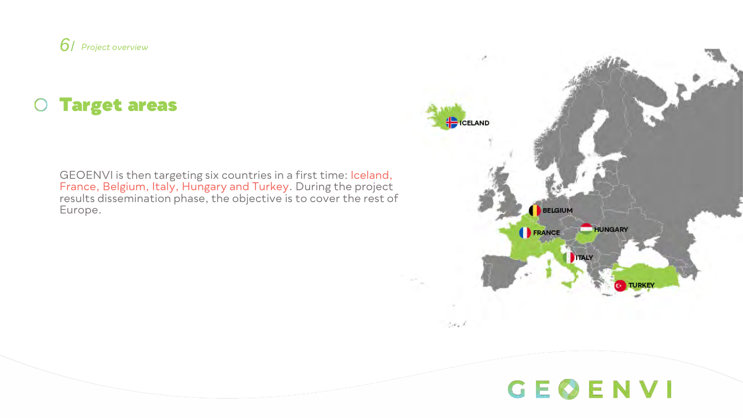## Target areas

GEOENVI is then targeting six countries in a first time: Iceland, France, Belgium, Italy, Hungary and Turkey. During the project results dissemination phase, the objective is to cover the rest of Europe.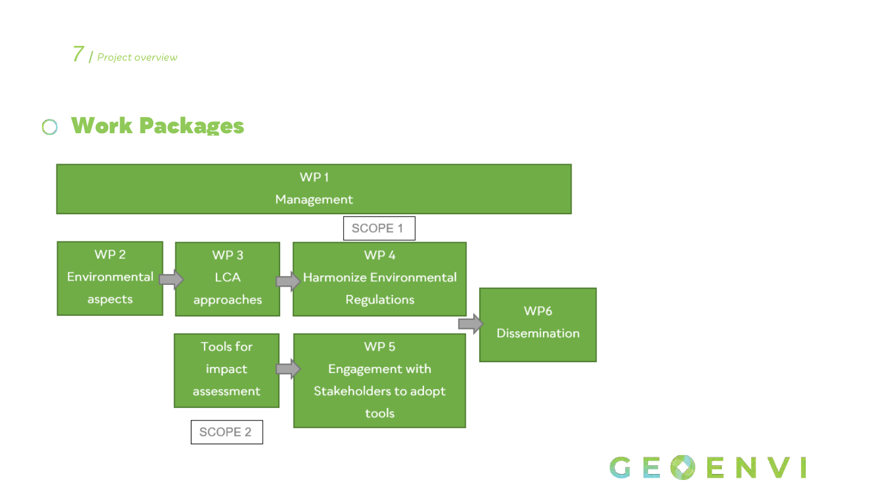## Work Packages

**WP 1**
Management

**SCOPE 1**

- **WP 2** – Environmental aspects → **WP 3** – LCA approaches → **WP 4** – Harmonize Environmental Regulations → **WP6** – Dissemination

**SCOPE 2**

- Tools for impact assessment → **WP 5** – Engagement with Stakeholders to adopt tools → **WP6** – Dissemination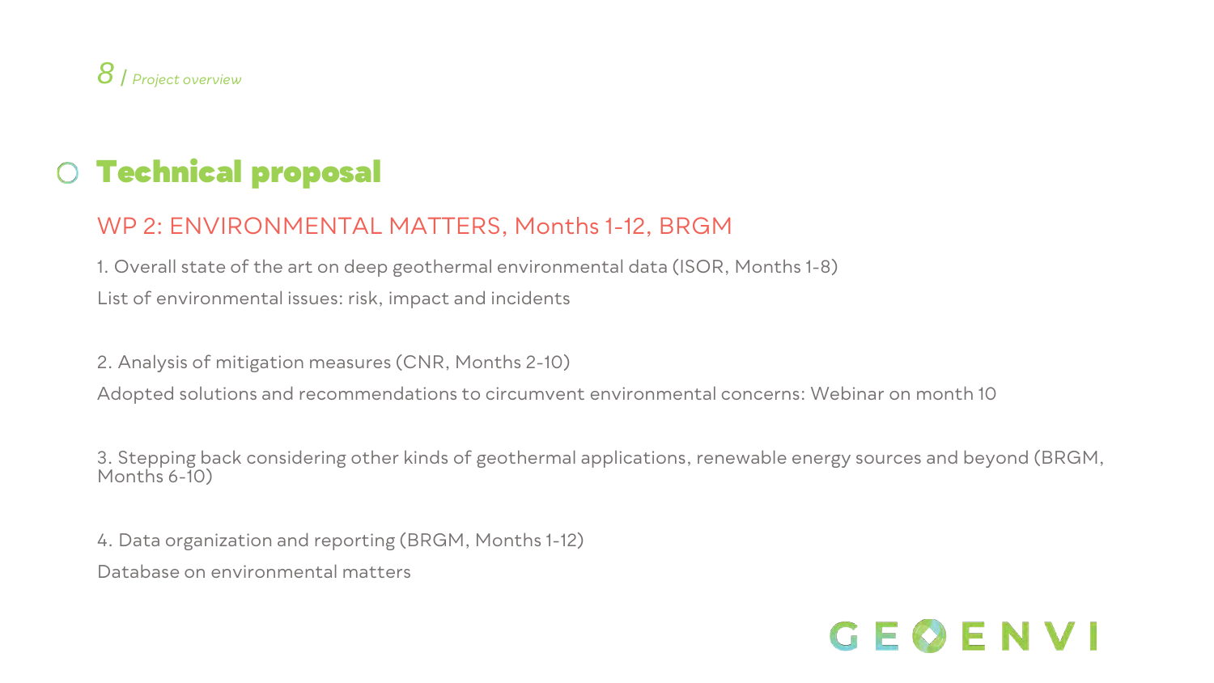# Technical proposal

## WP 2: ENVIRONMENTAL MATTERS, Months 1-12, BRGM

1. Overall state of the art on deep geothermal environmental data (ISOR, Months 1-8)

List of environmental issues: risk, impact and incidents

2. Analysis of mitigation measures (CNR, Months 2-10)

Adopted solutions and recommendations to circumvent environmental concerns: Webinar on month 10

3. Stepping back considering other kinds of geothermal applications, renewable energy sources and beyond (BRGM, Months 6-10)

4. Data organization and reporting (BRGM, Months 1-12)

Database on environmental matters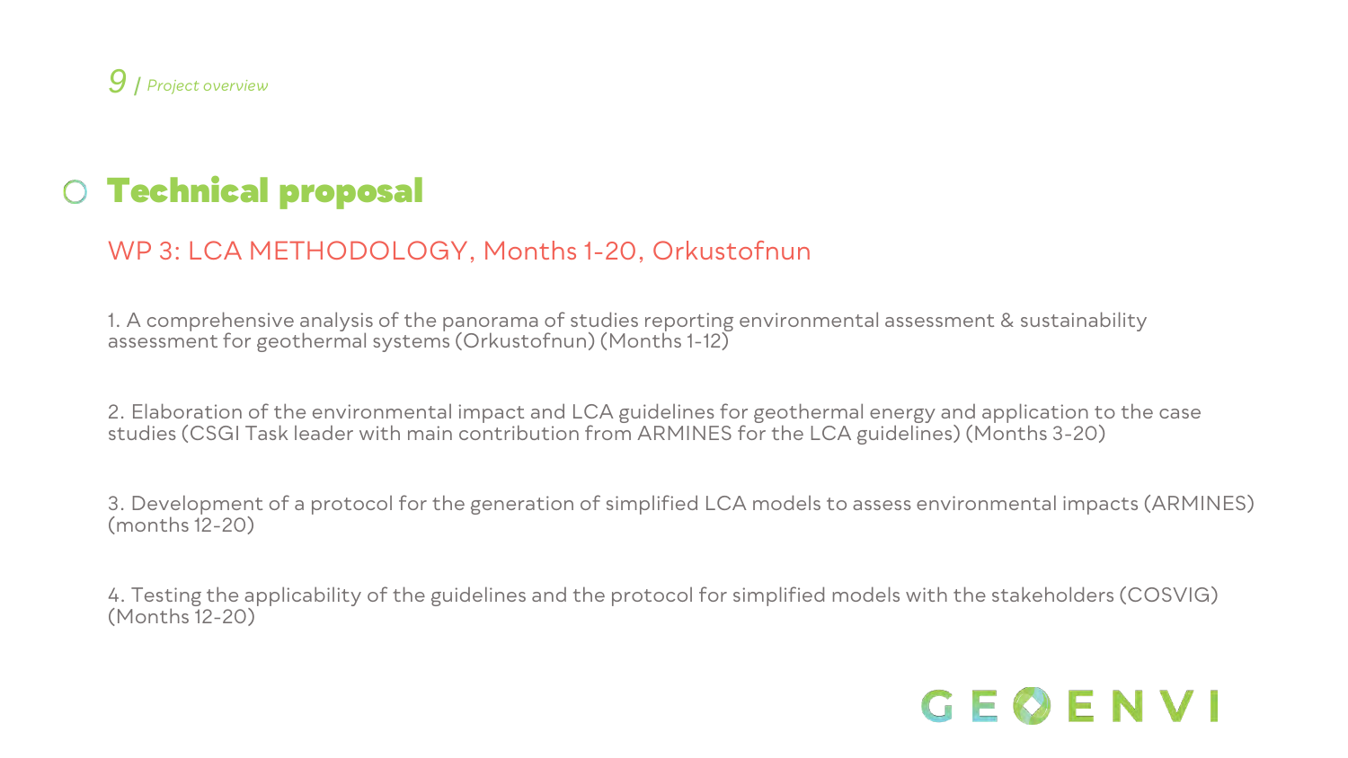## Technical proposal

### WP 3: LCA METHODOLOGY, Months 1-20, Orkustofnun

1. A comprehensive analysis of the panorama of studies reporting environmental assessment & sustainability assessment for geothermal systems (Orkustofnun) (Months 1-12)

2. Elaboration of the environmental impact and LCA guidelines for geothermal energy and application to the case studies (CSGI Task leader with main contribution from ARMINES for the LCA guidelines) (Months 3-20)

3. Development of a protocol for the generation of simplified LCA models to assess environmental impacts (ARMINES) (months 12-20)

4. Testing the applicability of the guidelines and the protocol for simplified models with the stakeholders (COSVIG) (Months 12-20)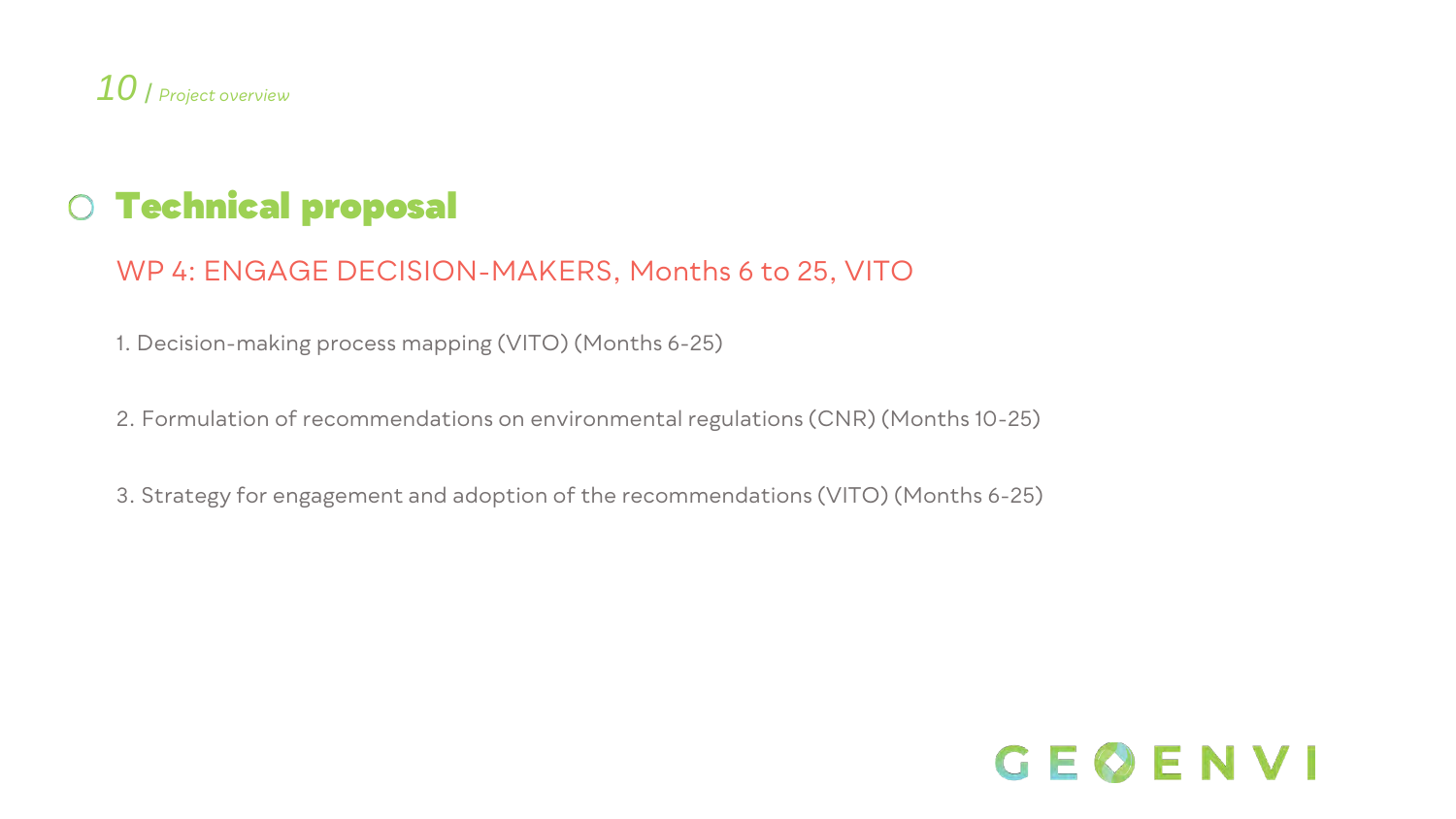## Technical proposal

### WP 4: ENGAGE DECISION-MAKERS, Months 6 to 25, VITO

1. Decision-making process mapping (VITO) (Months 6-25)

2. Formulation of recommendations on environmental regulations (CNR) (Months 10-25)

3. Strategy for engagement and adoption of the recommendations (VITO) (Months 6-25)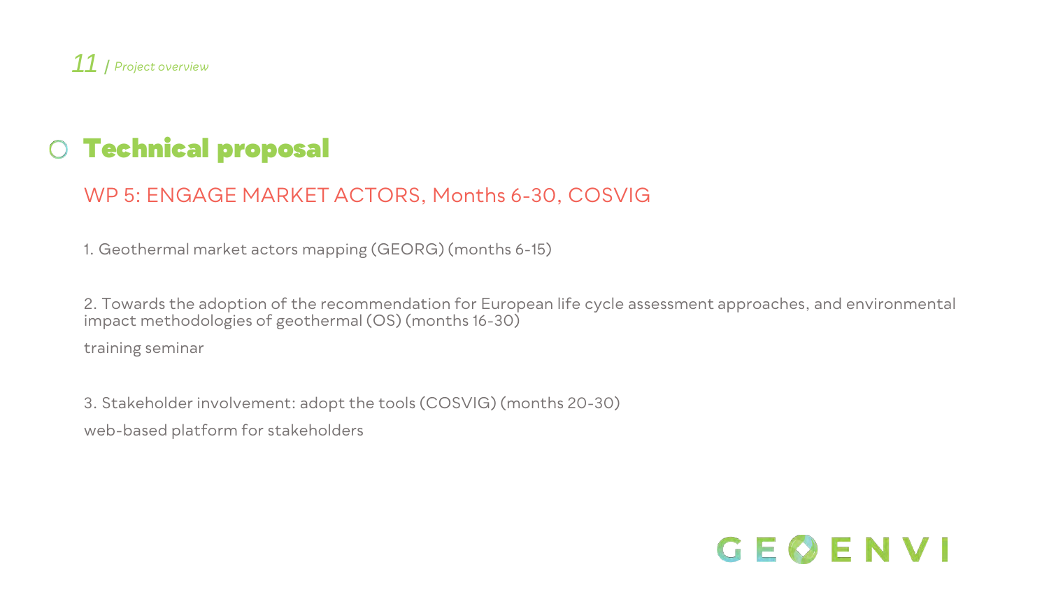## Technical proposal

### WP 5: ENGAGE MARKET ACTORS, Months 6-30, COSVIG

1. Geothermal market actors mapping (GEORG) (months 6-15)

2. Towards the adoption of the recommendation for European life cycle assessment approaches, and environmental impact methodologies of geothermal (OS) (months 16-30)

training seminar

3. Stakeholder involvement: adopt the tools (COSVIG) (months 20-30)

web-based platform for stakeholders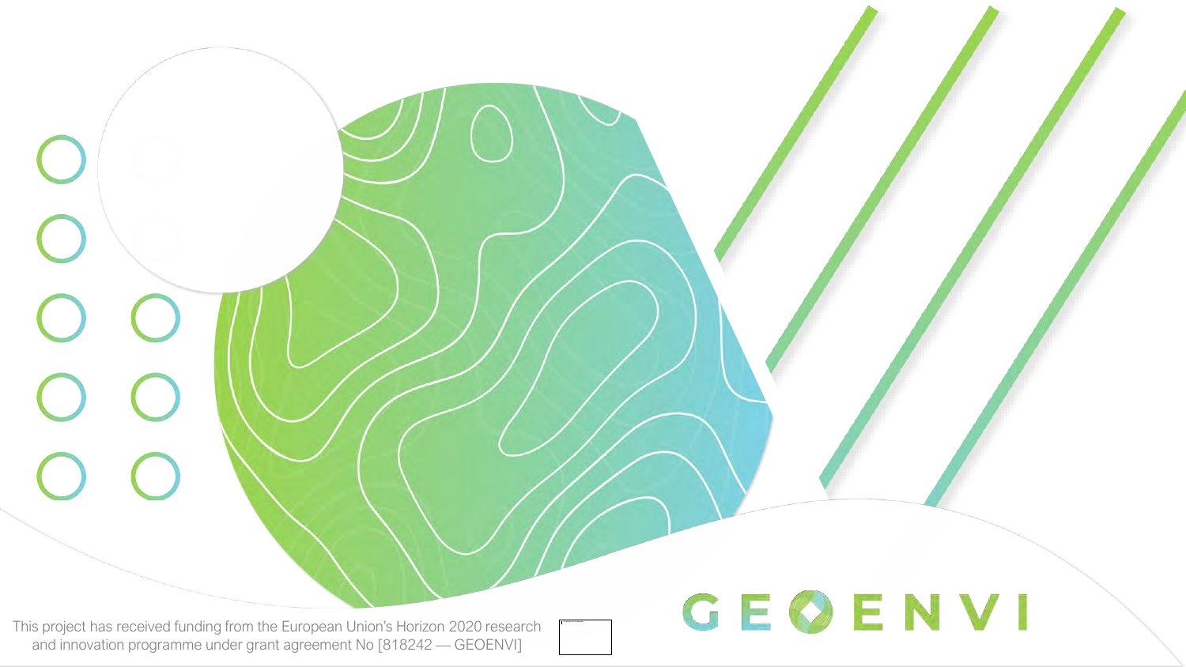This project has received funding from the European Union's Horizon 2020 research and innovation programme under grant agreement No [818242 — GEOENVI]

GEOENVI